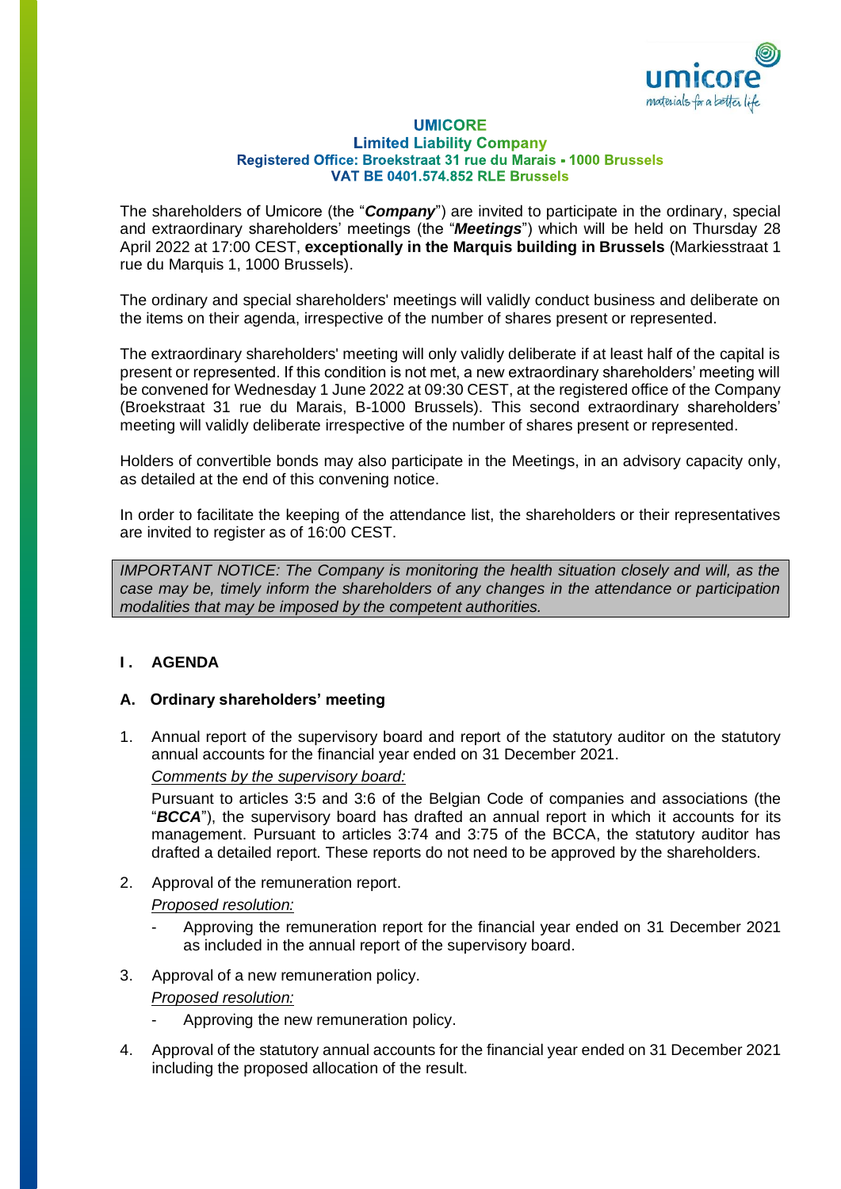**UMICORE**
**Limited Liability Company**
**Registered Office: Broekstraat 31 rue du Marais - 1000 Brussels**
**VAT BE 0401.574.852 RLE Brussels**

The shareholders of Umicore (the "***Company***") are invited to participate in the ordinary, special and extraordinary shareholders' meetings (the "***Meetings***") which will be held on Thursday 28 April 2022 at 17:00 CEST, **exceptionally in the Marquis building in Brussels** (Markiesstraat 1 rue du Marquis 1, 1000 Brussels).

The ordinary and special shareholders' meetings will validly conduct business and deliberate on the items on their agenda, irrespective of the number of shares present or represented.

The extraordinary shareholders' meeting will only validly deliberate if at least half of the capital is present or represented. If this condition is not met, a new extraordinary shareholders' meeting will be convened for Wednesday 1 June 2022 at 09:30 CEST, at the registered office of the Company (Broekstraat 31 rue du Marais, B-1000 Brussels). This second extraordinary shareholders' meeting will validly deliberate irrespective of the number of shares present or represented.

Holders of convertible bonds may also participate in the Meetings, in an advisory capacity only, as detailed at the end of this convening notice.

In order to facilitate the keeping of the attendance list, the shareholders or their representatives are invited to register as of 16:00 CEST.

*IMPORTANT NOTICE: The Company is monitoring the health situation closely and will, as the case may be, timely inform the shareholders of any changes in the attendance or participation modalities that may be imposed by the competent authorities.*

## I. AGENDA

### A. Ordinary shareholders' meeting

1. Annual report of the supervisory board and report of the statutory auditor on the statutory annual accounts for the financial year ended on 31 December 2021.

   *Comments by the supervisory board:*

   Pursuant to articles 3:5 and 3:6 of the Belgian Code of companies and associations (the "***BCCA***"), the supervisory board has drafted an annual report in which it accounts for its management. Pursuant to articles 3:74 and 3:75 of the BCCA, the statutory auditor has drafted a detailed report. These reports do not need to be approved by the shareholders.

2. Approval of the remuneration report.

   *Proposed resolution:*

   - Approving the remuneration report for the financial year ended on 31 December 2021 as included in the annual report of the supervisory board.

3. Approval of a new remuneration policy.

   *Proposed resolution:*

   - Approving the new remuneration policy.

4. Approval of the statutory annual accounts for the financial year ended on 31 December 2021 including the proposed allocation of the result.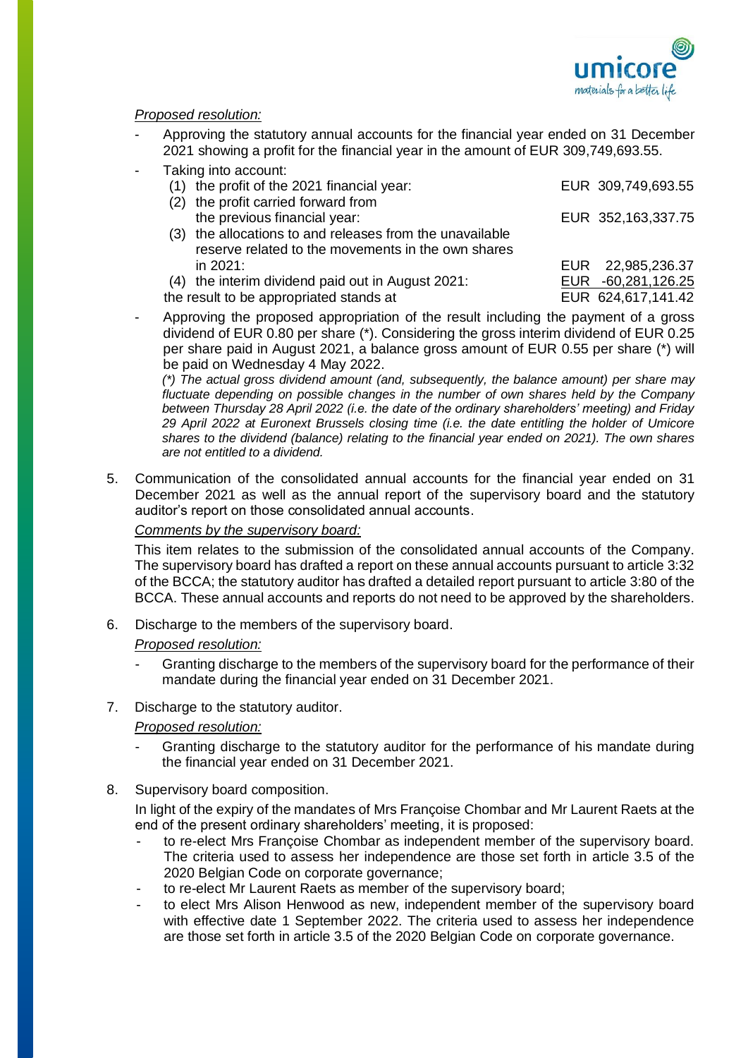*Proposed resolution:*

- Approving the statutory annual accounts for the financial year ended on 31 December 2021 showing a profit for the financial year in the amount of EUR 309,749,693.55.
- Taking into account:

| | |
|---|---|
| (1) the profit of the 2021 financial year: | EUR 309,749,693.55 |
| (2) the profit carried forward from the previous financial year: | EUR 352,163,337.75 |
| (3) the allocations to and releases from the unavailable reserve related to the movements in the own shares in 2021: | EUR 22,985,236.37 |
| (4) the interim dividend paid out in August 2021: | EUR -60,281,126.25 |
| the result to be appropriated stands at | EUR 624,617,141.42 |

- Approving the proposed appropriation of the result including the payment of a gross dividend of EUR 0.80 per share (*). Considering the gross interim dividend of EUR 0.25 per share paid in August 2021, a balance gross amount of EUR 0.55 per share (*) will be paid on Wednesday 4 May 2022.

  *(*) The actual gross dividend amount (and, subsequently, the balance amount) per share may fluctuate depending on possible changes in the number of own shares held by the Company between Thursday 28 April 2022 (i.e. the date of the ordinary shareholders' meeting) and Friday 29 April 2022 at Euronext Brussels closing time (i.e. the date entitling the holder of Umicore shares to the dividend (balance) relating to the financial year ended on 2021). The own shares are not entitled to a dividend.*

5. Communication of the consolidated annual accounts for the financial year ended on 31 December 2021 as well as the annual report of the supervisory board and the statutory auditor's report on those consolidated annual accounts.

   *Comments by the supervisory board:*

   This item relates to the submission of the consolidated annual accounts of the Company. The supervisory board has drafted a report on these annual accounts pursuant to article 3:32 of the BCCA; the statutory auditor has drafted a detailed report pursuant to article 3:80 of the BCCA. These annual accounts and reports do not need to be approved by the shareholders.

6. Discharge to the members of the supervisory board.

   *Proposed resolution:*

   - Granting discharge to the members of the supervisory board for the performance of their mandate during the financial year ended on 31 December 2021.

7. Discharge to the statutory auditor.

   *Proposed resolution:*

   - Granting discharge to the statutory auditor for the performance of his mandate during the financial year ended on 31 December 2021.

8. Supervisory board composition.

   In light of the expiry of the mandates of Mrs Françoise Chombar and Mr Laurent Raets at the end of the present ordinary shareholders' meeting, it is proposed:

   - to re-elect Mrs Françoise Chombar as independent member of the supervisory board. The criteria used to assess her independence are those set forth in article 3.5 of the 2020 Belgian Code on corporate governance;
   - to re-elect Mr Laurent Raets as member of the supervisory board;
   - to elect Mrs Alison Henwood as new, independent member of the supervisory board with effective date 1 September 2022. The criteria used to assess her independence are those set forth in article 3.5 of the 2020 Belgian Code on corporate governance.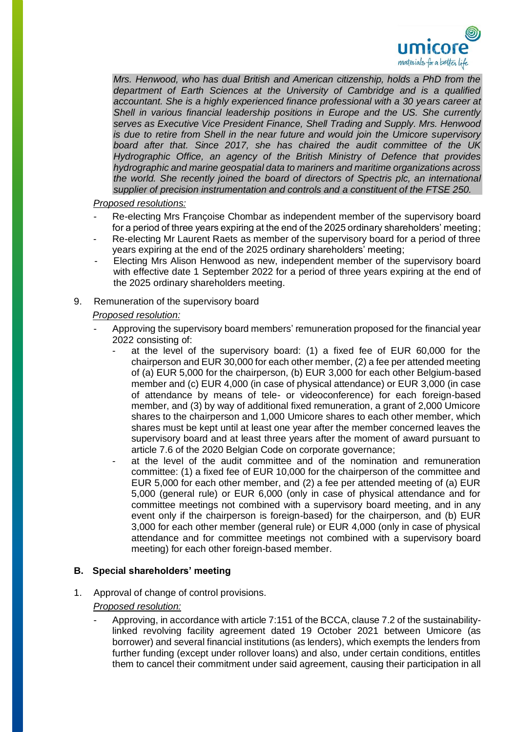*Mrs. Henwood, who has dual British and American citizenship, holds a PhD from the department of Earth Sciences at the University of Cambridge and is a qualified accountant. She is a highly experienced finance professional with a 30 years career at Shell in various financial leadership positions in Europe and the US. She currently serves as Executive Vice President Finance, Shell Trading and Supply. Mrs. Henwood is due to retire from Shell in the near future and would join the Umicore supervisory board after that. Since 2017, she has chaired the audit committee of the UK Hydrographic Office, an agency of the British Ministry of Defence that provides hydrographic and marine geospatial data to mariners and maritime organizations across the world. She recently joined the board of directors of Spectris plc, an international supplier of precision instrumentation and controls and a constituent of the FTSE 250.*

*Proposed resolutions:*

- Re-electing Mrs Françoise Chombar as independent member of the supervisory board for a period of three years expiring at the end of the 2025 ordinary shareholders' meeting;
- Re-electing Mr Laurent Raets as member of the supervisory board for a period of three years expiring at the end of the 2025 ordinary shareholders' meeting;
- Electing Mrs Alison Henwood as new, independent member of the supervisory board with effective date 1 September 2022 for a period of three years expiring at the end of the 2025 ordinary shareholders meeting.

9. Remuneration of the supervisory board

   *Proposed resolution:*

   - Approving the supervisory board members' remuneration proposed for the financial year 2022 consisting of:
     - at the level of the supervisory board: (1) a fixed fee of EUR 60,000 for the chairperson and EUR 30,000 for each other member, (2) a fee per attended meeting of (a) EUR 5,000 for the chairperson, (b) EUR 3,000 for each other Belgium-based member and (c) EUR 4,000 (in case of physical attendance) or EUR 3,000 (in case of attendance by means of tele- or videoconference) for each foreign-based member, and (3) by way of additional fixed remuneration, a grant of 2,000 Umicore shares to the chairperson and 1,000 Umicore shares to each other member, which shares must be kept until at least one year after the member concerned leaves the supervisory board and at least three years after the moment of award pursuant to article 7.6 of the 2020 Belgian Code on corporate governance;
     - at the level of the audit committee and of the nomination and remuneration committee: (1) a fixed fee of EUR 10,000 for the chairperson of the committee and EUR 5,000 for each other member, and (2) a fee per attended meeting of (a) EUR 5,000 (general rule) or EUR 6,000 (only in case of physical attendance and for committee meetings not combined with a supervisory board meeting, and in any event only if the chairperson is foreign-based) for the chairperson, and (b) EUR 3,000 for each other member (general rule) or EUR 4,000 (only in case of physical attendance and for committee meetings not combined with a supervisory board meeting) for each other foreign-based member.

## B. Special shareholders' meeting

1. Approval of change of control provisions.

   *Proposed resolution:*

   - Approving, in accordance with article 7:151 of the BCCA, clause 7.2 of the sustainability-linked revolving facility agreement dated 19 October 2021 between Umicore (as borrower) and several financial institutions (as lenders), which exempts the lenders from further funding (except under rollover loans) and also, under certain conditions, entitles them to cancel their commitment under said agreement, causing their participation in all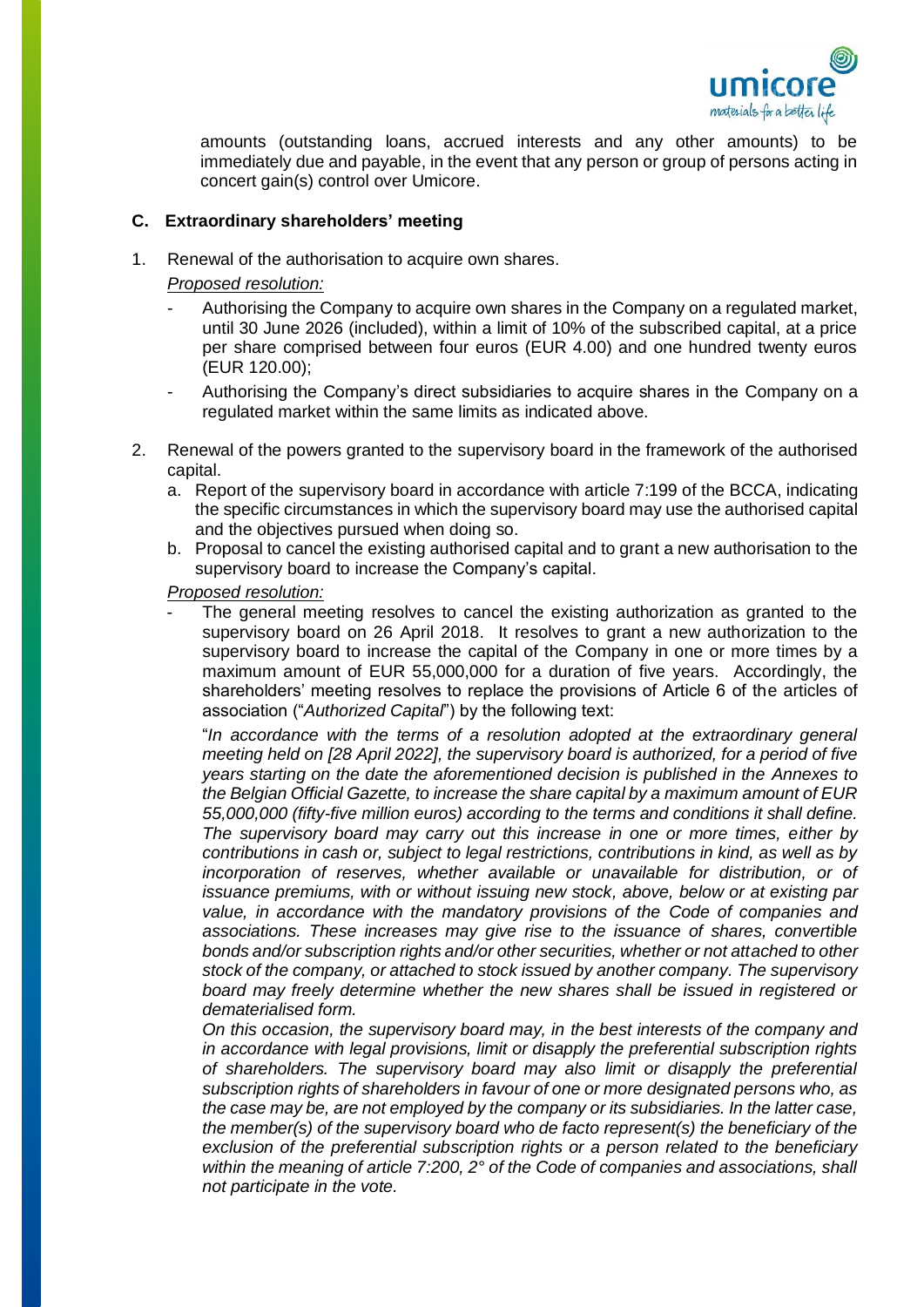amounts (outstanding loans, accrued interests and any other amounts) to be immediately due and payable, in the event that any person or group of persons acting in concert gain(s) control over Umicore.

### C. Extraordinary shareholders' meeting

1. Renewal of the authorisation to acquire own shares.

   *Proposed resolution:*

   - Authorising the Company to acquire own shares in the Company on a regulated market, until 30 June 2026 (included), within a limit of 10% of the subscribed capital, at a price per share comprised between four euros (EUR 4.00) and one hundred twenty euros (EUR 120.00);
   - Authorising the Company's direct subsidiaries to acquire shares in the Company on a regulated market within the same limits as indicated above.

2. Renewal of the powers granted to the supervisory board in the framework of the authorised capital.

   a. Report of the supervisory board in accordance with article 7:199 of the BCCA, indicating the specific circumstances in which the supervisory board may use the authorised capital and the objectives pursued when doing so.

   b. Proposal to cancel the existing authorised capital and to grant a new authorisation to the supervisory board to increase the Company's capital.

   *Proposed resolution:*

   - The general meeting resolves to cancel the existing authorization as granted to the supervisory board on 26 April 2018. It resolves to grant a new authorization to the supervisory board to increase the capital of the Company in one or more times by a maximum amount of EUR 55,000,000 for a duration of five years. Accordingly, the shareholders' meeting resolves to replace the provisions of Article 6 of the articles of association ("*Authorized Capital*") by the following text:

     "*In accordance with the terms of a resolution adopted at the extraordinary general meeting held on [28 April 2022], the supervisory board is authorized, for a period of five years starting on the date the aforementioned decision is published in the Annexes to the Belgian Official Gazette, to increase the share capital by a maximum amount of EUR 55,000,000 (fifty-five million euros) according to the terms and conditions it shall define. The supervisory board may carry out this increase in one or more times, either by contributions in cash or, subject to legal restrictions, contributions in kind, as well as by incorporation of reserves, whether available or unavailable for distribution, or of issuance premiums, with or without issuing new stock, above, below or at existing par value, in accordance with the mandatory provisions of the Code of companies and associations. These increases may give rise to the issuance of shares, convertible bonds and/or subscription rights and/or other securities, whether or not attached to other stock of the company, or attached to stock issued by another company. The supervisory board may freely determine whether the new shares shall be issued in registered or dematerialised form.*

     *On this occasion, the supervisory board may, in the best interests of the company and in accordance with legal provisions, limit or disapply the preferential subscription rights of shareholders. The supervisory board may also limit or disapply the preferential subscription rights of shareholders in favour of one or more designated persons who, as the case may be, are not employed by the company or its subsidiaries. In the latter case, the member(s) of the supervisory board who de facto represent(s) the beneficiary of the exclusion of the preferential subscription rights or a person related to the beneficiary within the meaning of article 7:200, 2° of the Code of companies and associations, shall not participate in the vote.*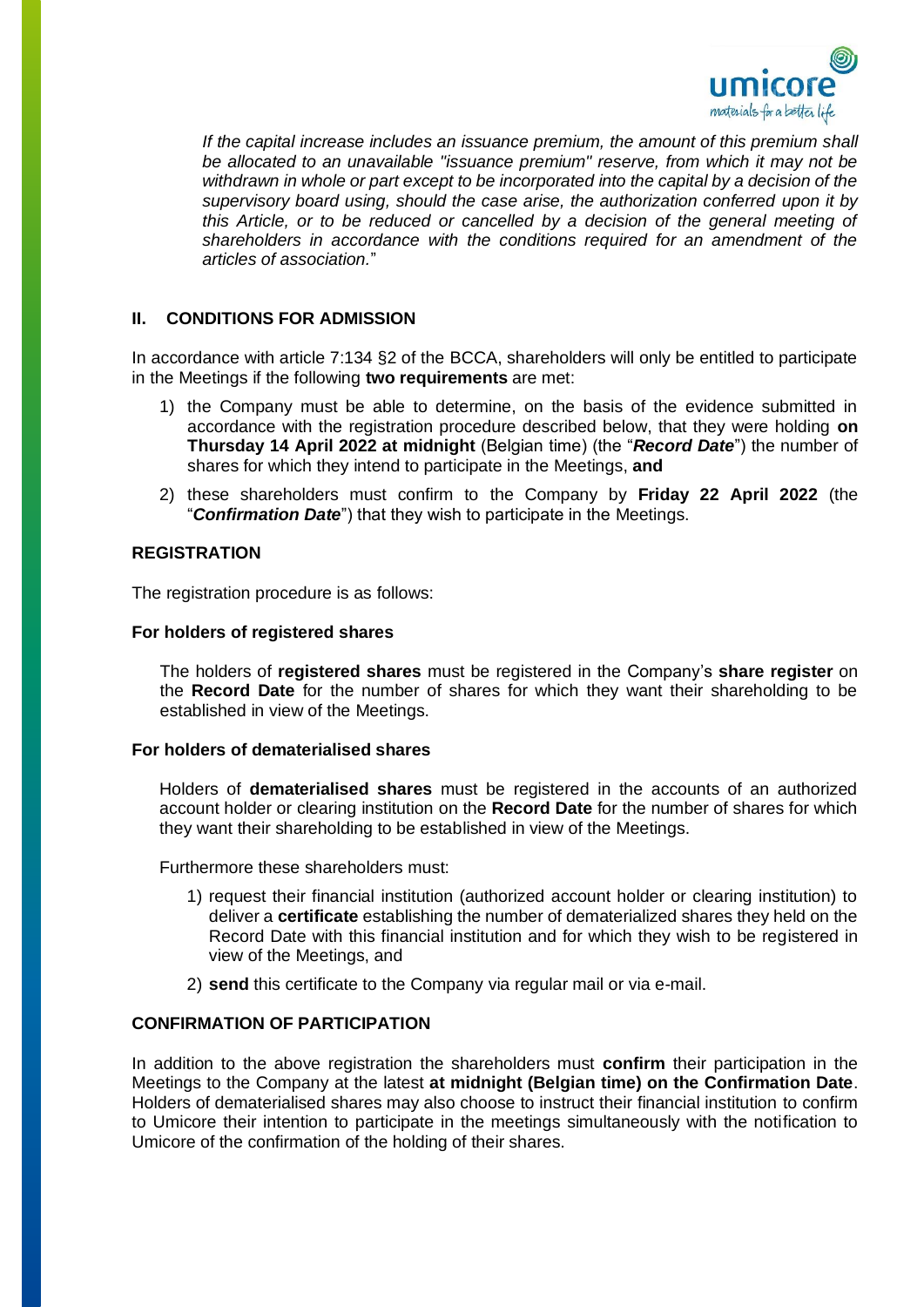*If the capital increase includes an issuance premium, the amount of this premium shall be allocated to an unavailable "issuance premium" reserve, from which it may not be withdrawn in whole or part except to be incorporated into the capital by a decision of the supervisory board using, should the case arise, the authorization conferred upon it by this Article, or to be reduced or cancelled by a decision of the general meeting of shareholders in accordance with the conditions required for an amendment of the articles of association.*"

## II. CONDITIONS FOR ADMISSION

In accordance with article 7:134 §2 of the BCCA, shareholders will only be entitled to participate in the Meetings if the following **two requirements** are met:

1) the Company must be able to determine, on the basis of the evidence submitted in accordance with the registration procedure described below, that they were holding **on Thursday 14 April 2022 at midnight** (Belgian time) (the "***Record Date***") the number of shares for which they intend to participate in the Meetings, **and**
2) these shareholders must confirm to the Company by **Friday 22 April 2022** (the "***Confirmation Date***") that they wish to participate in the Meetings.

### REGISTRATION

The registration procedure is as follows:

#### For holders of registered shares

The holders of **registered shares** must be registered in the Company's **share register** on the **Record Date** for the number of shares for which they want their shareholding to be established in view of the Meetings.

#### For holders of dematerialised shares

Holders of **dematerialised shares** must be registered in the accounts of an authorized account holder or clearing institution on the **Record Date** for the number of shares for which they want their shareholding to be established in view of the Meetings.

Furthermore these shareholders must:

1) request their financial institution (authorized account holder or clearing institution) to deliver a **certificate** establishing the number of dematerialized shares they held on the Record Date with this financial institution and for which they wish to be registered in view of the Meetings, and
2) **send** this certificate to the Company via regular mail or via e-mail.

### CONFIRMATION OF PARTICIPATION

In addition to the above registration the shareholders must **confirm** their participation in the Meetings to the Company at the latest **at midnight (Belgian time) on the Confirmation Date**. Holders of dematerialised shares may also choose to instruct their financial institution to confirm to Umicore their intention to participate in the meetings simultaneously with the notification to Umicore of the confirmation of the holding of their shares.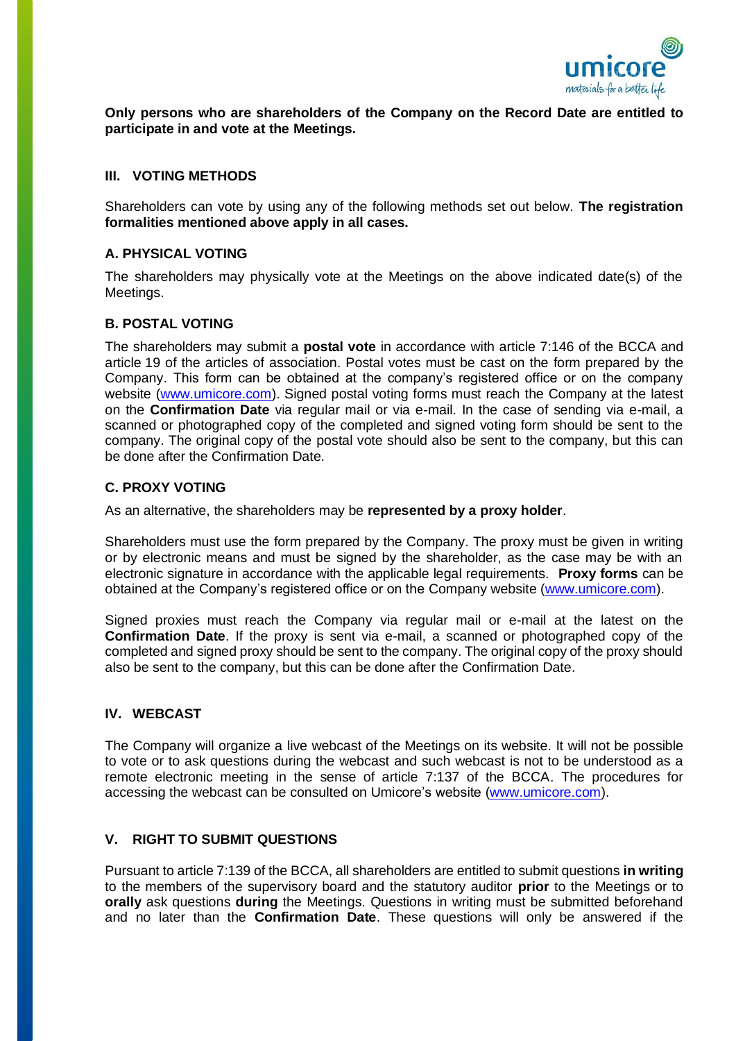**Only persons who are shareholders of the Company on the Record Date are entitled to participate in and vote at the Meetings.**

## III. VOTING METHODS

Shareholders can vote by using any of the following methods set out below. **The registration formalities mentioned above apply in all cases.**

### A. PHYSICAL VOTING

The shareholders may physically vote at the Meetings on the above indicated date(s) of the Meetings.

### B. POSTAL VOTING

The shareholders may submit a **postal vote** in accordance with article 7:146 of the BCCA and article 19 of the articles of association. Postal votes must be cast on the form prepared by the Company. This form can be obtained at the company's registered office or on the company website (www.umicore.com). Signed postal voting forms must reach the Company at the latest on the **Confirmation Date** via regular mail or via e-mail. In the case of sending via e-mail, a scanned or photographed copy of the completed and signed voting form should be sent to the company. The original copy of the postal vote should also be sent to the company, but this can be done after the Confirmation Date.

### C. PROXY VOTING

As an alternative, the shareholders may be **represented by a proxy holder**.

Shareholders must use the form prepared by the Company. The proxy must be given in writing or by electronic means and must be signed by the shareholder, as the case may be with an electronic signature in accordance with the applicable legal requirements. **Proxy forms** can be obtained at the Company's registered office or on the Company website (www.umicore.com).

Signed proxies must reach the Company via regular mail or e-mail at the latest on the **Confirmation Date**. If the proxy is sent via e-mail, a scanned or photographed copy of the completed and signed proxy should be sent to the company. The original copy of the proxy should also be sent to the company, but this can be done after the Confirmation Date.

## IV. WEBCAST

The Company will organize a live webcast of the Meetings on its website. It will not be possible to vote or to ask questions during the webcast and such webcast is not to be understood as a remote electronic meeting in the sense of article 7:137 of the BCCA. The procedures for accessing the webcast can be consulted on Umicore's website (www.umicore.com).

## V. RIGHT TO SUBMIT QUESTIONS

Pursuant to article 7:139 of the BCCA, all shareholders are entitled to submit questions **in writing** to the members of the supervisory board and the statutory auditor **prior** to the Meetings or to **orally** ask questions **during** the Meetings. Questions in writing must be submitted beforehand and no later than the **Confirmation Date**. These questions will only be answered if the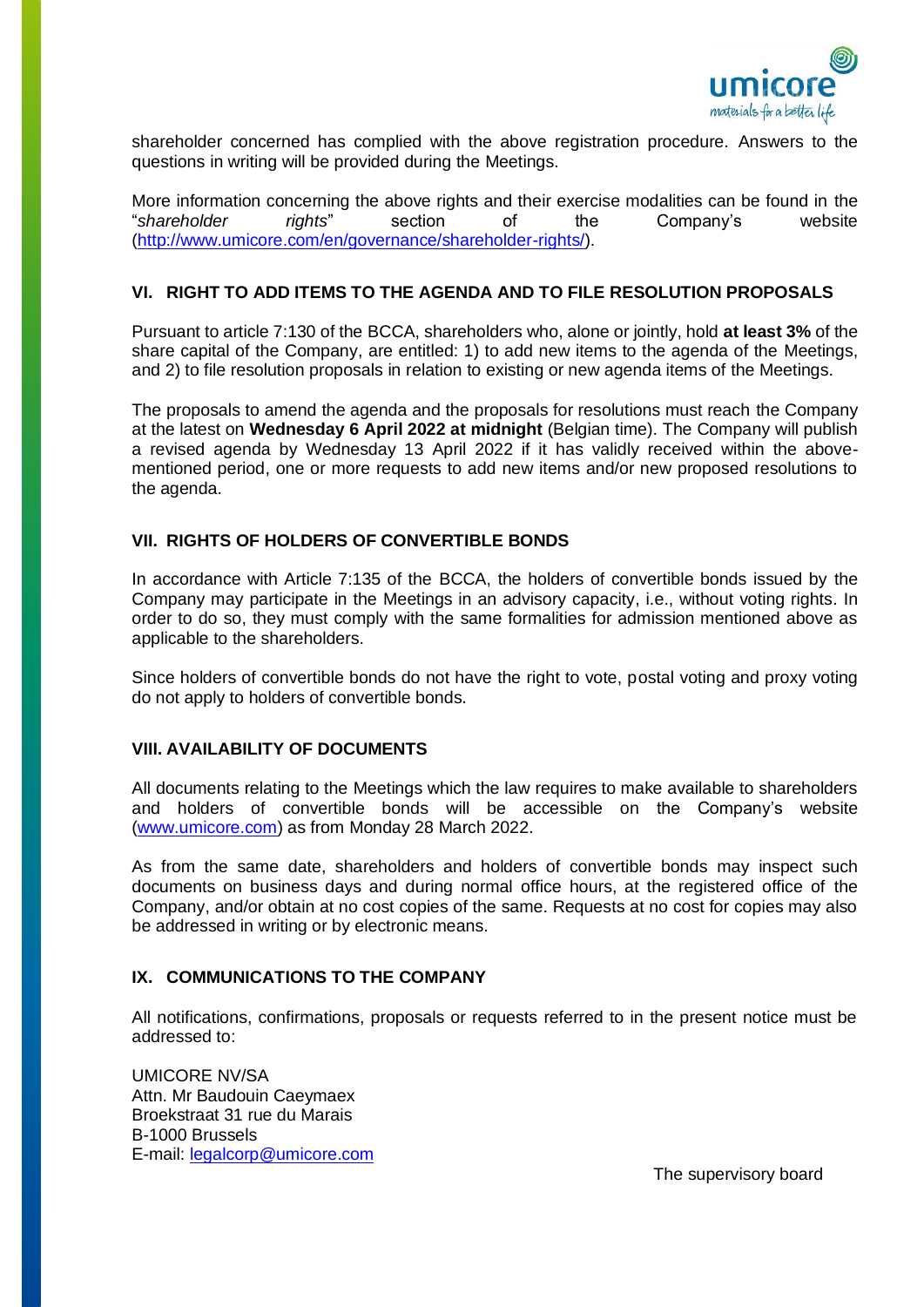shareholder concerned has complied with the above registration procedure. Answers to the questions in writing will be provided during the Meetings.

More information concerning the above rights and their exercise modalities can be found in the "*shareholder rights*" section of the Company's website (http://www.umicore.com/en/governance/shareholder-rights/).

## VI. RIGHT TO ADD ITEMS TO THE AGENDA AND TO FILE RESOLUTION PROPOSALS

Pursuant to article 7:130 of the BCCA, shareholders who, alone or jointly, hold **at least 3%** of the share capital of the Company, are entitled: 1) to add new items to the agenda of the Meetings, and 2) to file resolution proposals in relation to existing or new agenda items of the Meetings.

The proposals to amend the agenda and the proposals for resolutions must reach the Company at the latest on **Wednesday 6 April 2022 at midnight** (Belgian time). The Company will publish a revised agenda by Wednesday 13 April 2022 if it has validly received within the above-mentioned period, one or more requests to add new items and/or new proposed resolutions to the agenda.

## VII. RIGHTS OF HOLDERS OF CONVERTIBLE BONDS

In accordance with Article 7:135 of the BCCA, the holders of convertible bonds issued by the Company may participate in the Meetings in an advisory capacity, i.e., without voting rights. In order to do so, they must comply with the same formalities for admission mentioned above as applicable to the shareholders.

Since holders of convertible bonds do not have the right to vote, postal voting and proxy voting do not apply to holders of convertible bonds.

## VIII. AVAILABILITY OF DOCUMENTS

All documents relating to the Meetings which the law requires to make available to shareholders and holders of convertible bonds will be accessible on the Company's website (www.umicore.com) as from Monday 28 March 2022.

As from the same date, shareholders and holders of convertible bonds may inspect such documents on business days and during normal office hours, at the registered office of the Company, and/or obtain at no cost copies of the same. Requests at no cost for copies may also be addressed in writing or by electronic means.

## IX. COMMUNICATIONS TO THE COMPANY

All notifications, confirmations, proposals or requests referred to in the present notice must be addressed to:

UMICORE NV/SA
Attn. Mr Baudouin Caeymaex
Broekstraat 31 rue du Marais
B-1000 Brussels
E-mail: legalcorp@umicore.com

The supervisory board